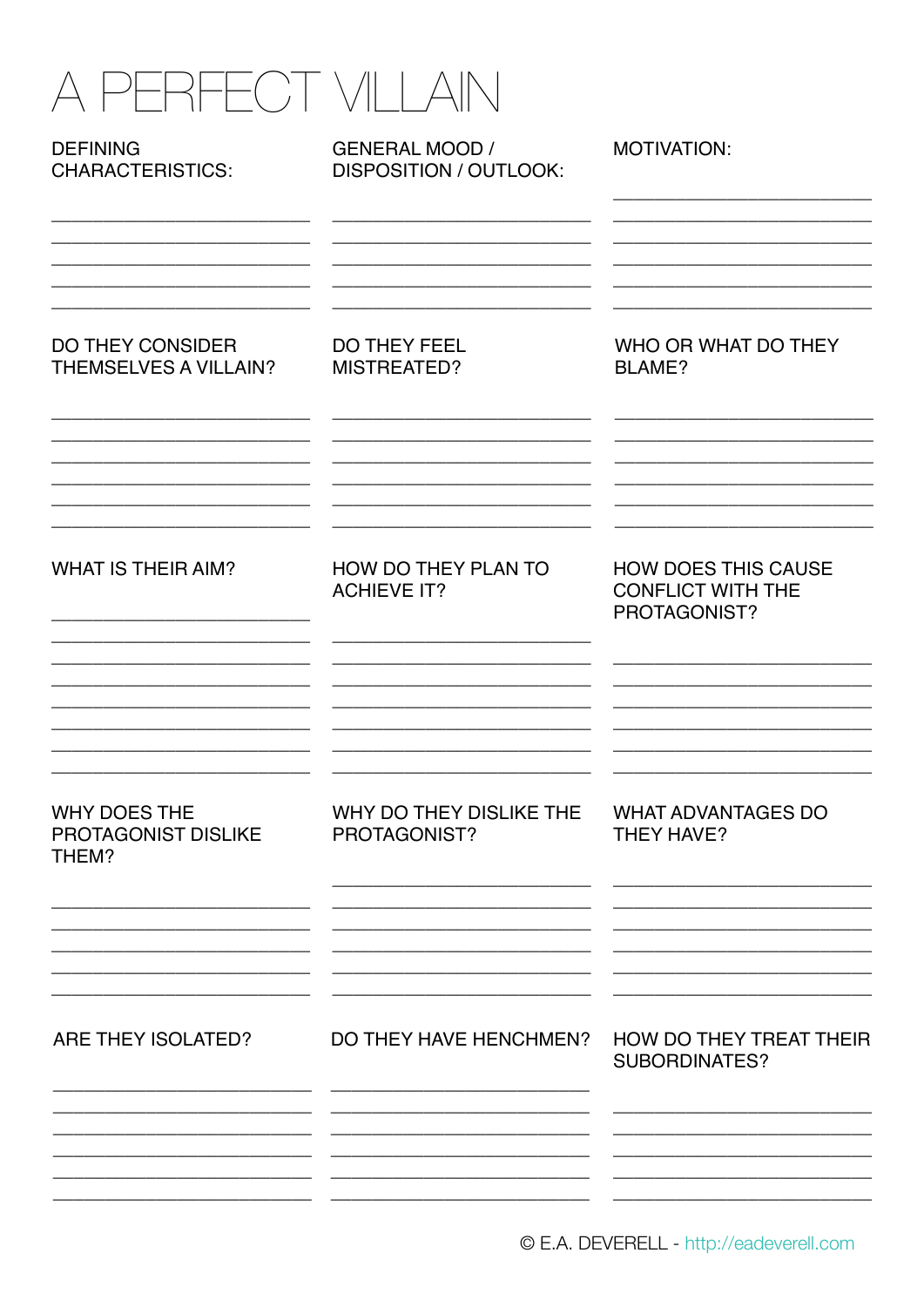# A PERFECT VILLAIN

DEFINING CHARACTERISTICS:

GENERAL MOOD / DISPOSITION / OUTLOOK:

MOTIVATION:

DO THEY CONSIDER THEMSELVES A VILLAIN?

DO THEY FEEL MISTREATED?

WHO OR WHAT DO THEY BLAME?

WHAT IS THEIR AIM?

HOW DO THEY PLAN TO ACHIEVE IT?

HOW DOES THIS CAUSE CONFLICT WITH THE PROTAGONIST?

WHY DOES THE PROTAGONIST DISLIKE THEM?

WHY DO THEY DISLIKE THE PROTAGONIST?

WHAT ADVANTAGES DO THEY HAVE?

ARE THEY ISOLATED?

DO THEY HAVE HENCHMEN?

HOW DO THEY TREAT THEIR SUBORDINATES?

© E.A. DEVERELL - http://eadeverell.com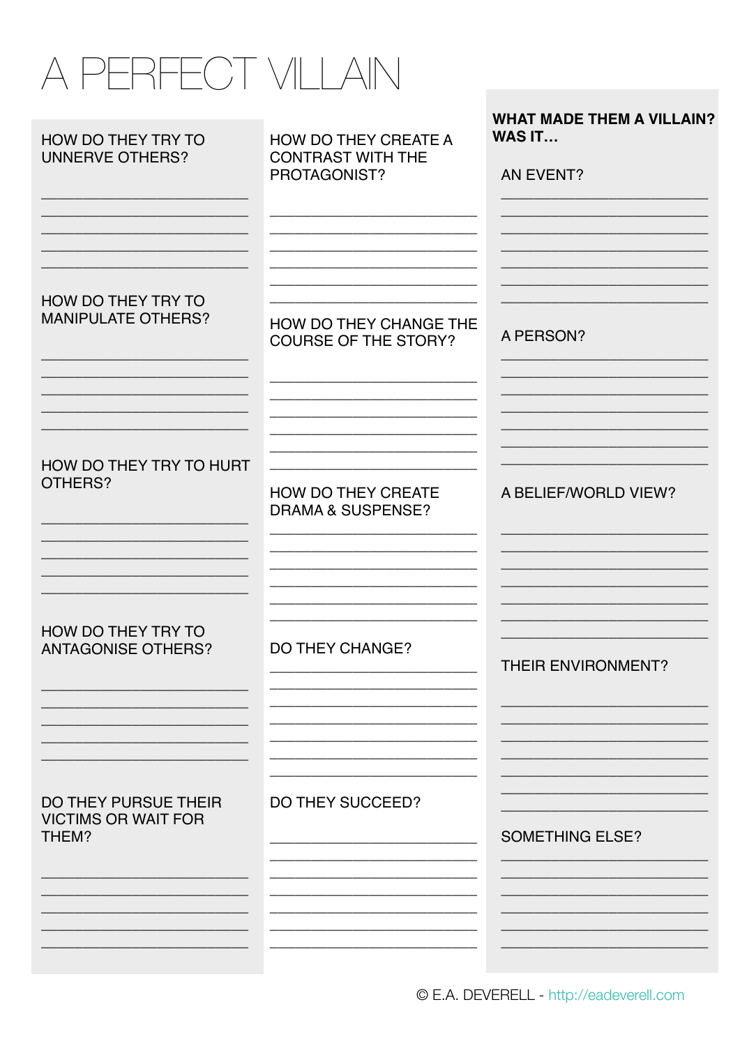# A PERFECT VILLAIN

HOW DO THEY TRY TO UNNERVE OTHERS?

_____________________________
_____________________________
_____________________________
_____________________________
_____________________________

HOW DO THEY TRY TO MANIPULATE OTHERS?

_____________________________
_____________________________
_____________________________
_____________________________
_____________________________

HOW DO THEY TRY TO HURT OTHERS?

_____________________________
_____________________________
_____________________________
_____________________________
_____________________________

HOW DO THEY TRY TO ANTAGONISE OTHERS?

_____________________________
_____________________________
_____________________________
_____________________________
_____________________________

DO THEY PURSUE THEIR VICTIMS OR WAIT FOR THEM?

_____________________________
_____________________________
_____________________________
_____________________________
_____________________________

HOW DO THEY CREATE A CONTRAST WITH THE PROTAGONIST?

_____________________________
_____________________________
_____________________________
_____________________________
_____________________________
_____________________________

HOW DO THEY CHANGE THE COURSE OF THE STORY?

_____________________________
_____________________________
_____________________________
_____________________________
_____________________________
_____________________________

HOW DO THEY CREATE DRAMA & SUSPENSE?

_____________________________
_____________________________
_____________________________
_____________________________
_____________________________
_____________________________

DO THEY CHANGE?

_____________________________
_____________________________
_____________________________
_____________________________
_____________________________
_____________________________
_____________________________

DO THEY SUCCEED?

_____________________________
_____________________________
_____________________________
_____________________________
_____________________________
_____________________________
_____________________________

**WHAT MADE THEM A VILLAIN? WAS IT…**

AN EVENT?

_____________________________
_____________________________
_____________________________
_____________________________
_____________________________
_____________________________
_____________________________

A PERSON?

_____________________________
_____________________________
_____________________________
_____________________________
_____________________________
_____________________________
_____________________________

A BELIEF/WORLD VIEW?

_____________________________
_____________________________
_____________________________
_____________________________
_____________________________
_____________________________
_____________________________

THEIR ENVIRONMENT?

_____________________________
_____________________________
_____________________________
_____________________________
_____________________________
_____________________________
_____________________________

SOMETHING ELSE?

_____________________________
_____________________________
_____________________________
_____________________________
_____________________________
_____________________________

© E.A. DEVERELL - http://eadeverell.com